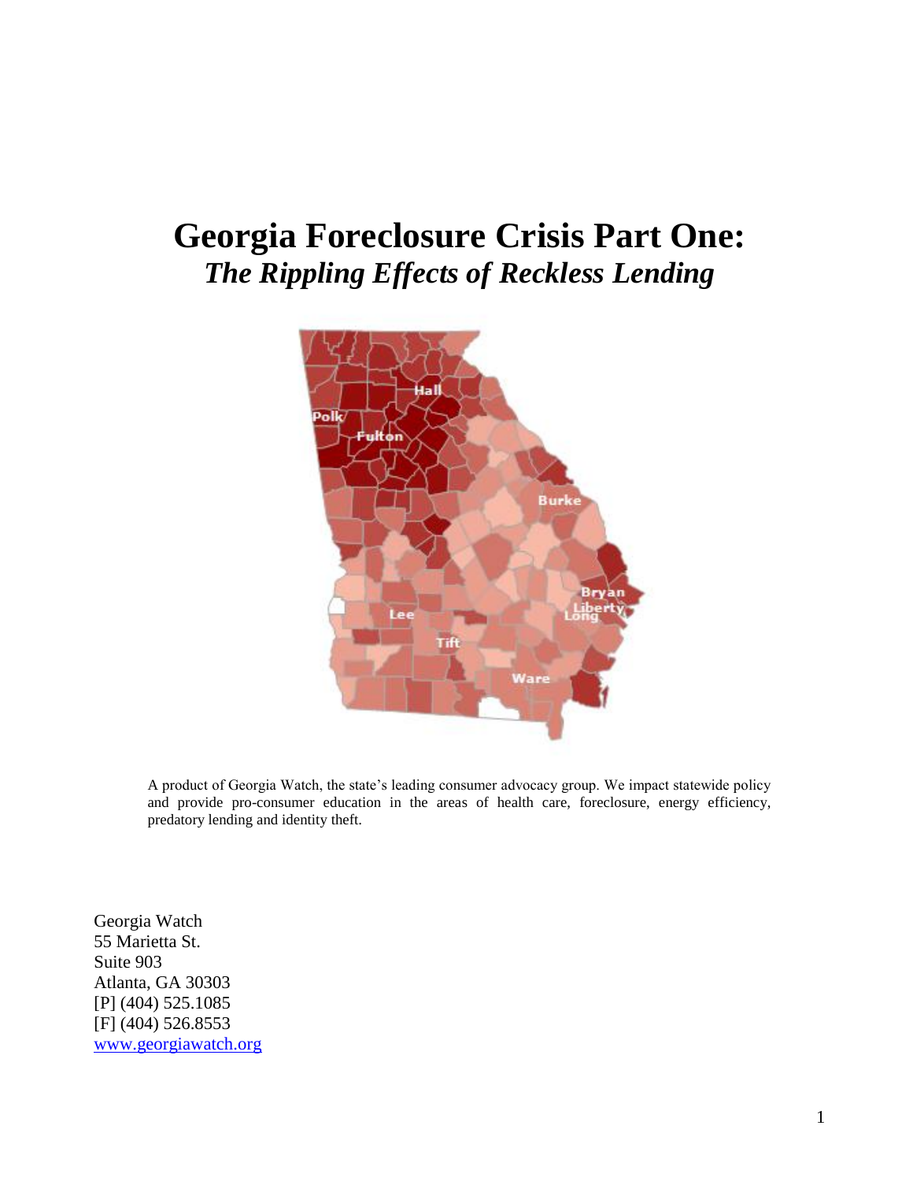# Georgia Foreclosure Crisis Part One:

## *The Rippling Effects of Reckless Lending*

A product of Georgia Watch, the state's leading consumer advocacy group. We impact statewide policy and provide pro-consumer education in the areas of health care, foreclosure, energy efficiency, predatory lending and identity theft.

Georgia Watch
55 Marietta St.
Suite 903
Atlanta, GA 30303
[P] (404) 525.1085
[F] (404) 526.8553
www.georgiawatch.org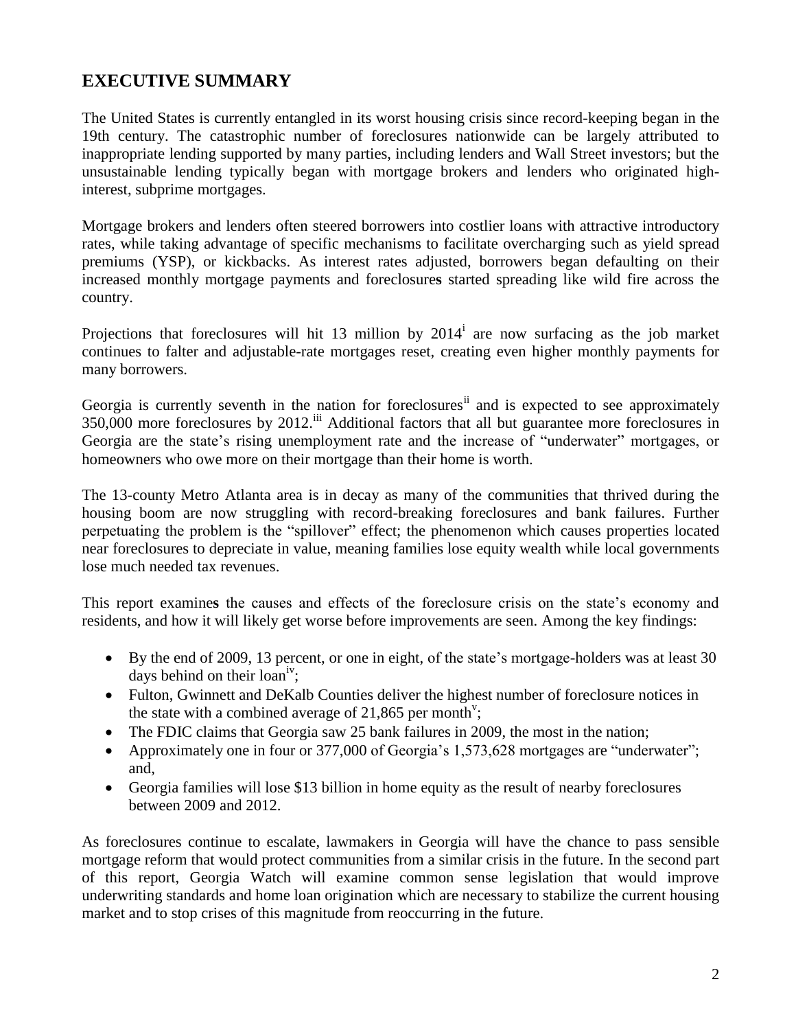## EXECUTIVE SUMMARY

The United States is currently entangled in its worst housing crisis since record-keeping began in the 19th century. The catastrophic number of foreclosures nationwide can be largely attributed to inappropriate lending supported by many parties, including lenders and Wall Street investors; but the unsustainable lending typically began with mortgage brokers and lenders who originated high-interest, subprime mortgages.

Mortgage brokers and lenders often steered borrowers into costlier loans with attractive introductory rates, while taking advantage of specific mechanisms to facilitate overcharging such as yield spread premiums (YSP), or kickbacks. As interest rates adjusted, borrowers began defaulting on their increased monthly mortgage payments and foreclosures started spreading like wild fire across the country.

Projections that foreclosures will hit 13 million by 2014[i] are now surfacing as the job market continues to falter and adjustable-rate mortgages reset, creating even higher monthly payments for many borrowers.

Georgia is currently seventh in the nation for foreclosures[ii] and is expected to see approximately 350,000 more foreclosures by 2012.[iii] Additional factors that all but guarantee more foreclosures in Georgia are the state's rising unemployment rate and the increase of "underwater" mortgages, or homeowners who owe more on their mortgage than their home is worth.

The 13-county Metro Atlanta area is in decay as many of the communities that thrived during the housing boom are now struggling with record-breaking foreclosures and bank failures. Further perpetuating the problem is the "spillover" effect; the phenomenon which causes properties located near foreclosures to depreciate in value, meaning families lose equity wealth while local governments lose much needed tax revenues.

This report examines the causes and effects of the foreclosure crisis on the state's economy and residents, and how it will likely get worse before improvements are seen. Among the key findings:

- By the end of 2009, 13 percent, or one in eight, of the state's mortgage-holders was at least 30 days behind on their loan[iv];
- Fulton, Gwinnett and DeKalb Counties deliver the highest number of foreclosure notices in the state with a combined average of 21,865 per month[v];
- The FDIC claims that Georgia saw 25 bank failures in 2009, the most in the nation;
- Approximately one in four or 377,000 of Georgia's 1,573,628 mortgages are "underwater"; and,
- Georgia families will lose $13 billion in home equity as the result of nearby foreclosures between 2009 and 2012.

As foreclosures continue to escalate, lawmakers in Georgia will have the chance to pass sensible mortgage reform that would protect communities from a similar crisis in the future. In the second part of this report, Georgia Watch will examine common sense legislation that would improve underwriting standards and home loan origination which are necessary to stabilize the current housing market and to stop crises of this magnitude from reoccurring in the future.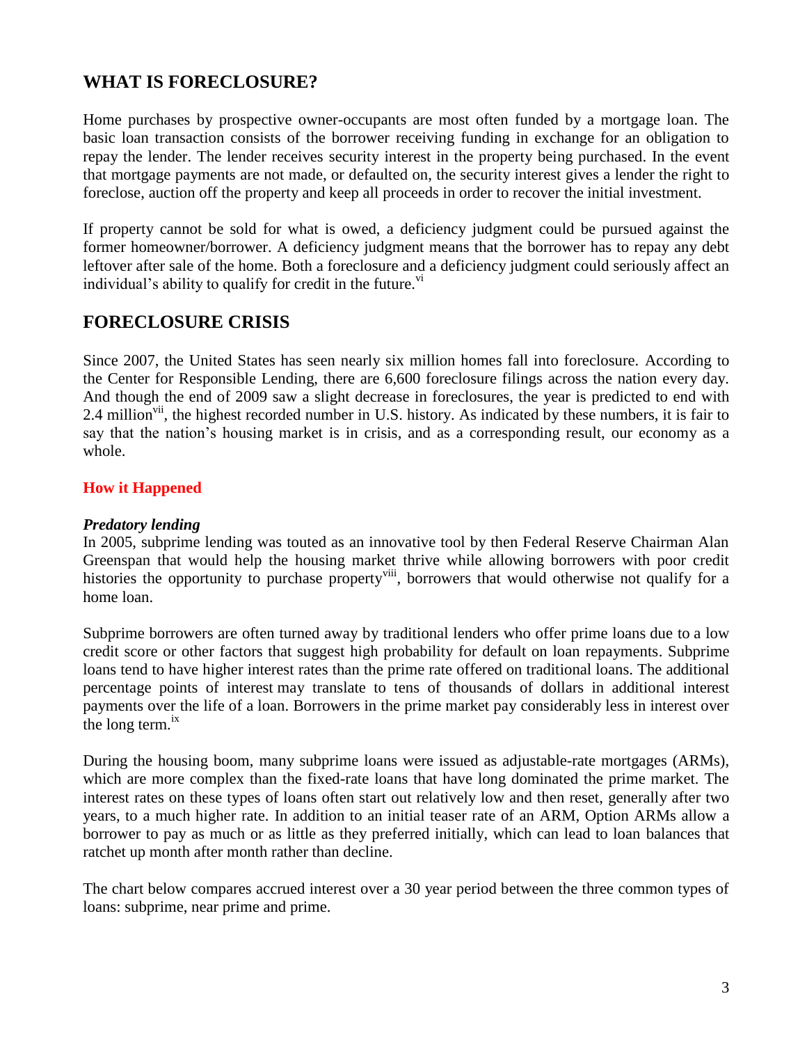## WHAT IS FORECLOSURE?

Home purchases by prospective owner-occupants are most often funded by a mortgage loan. The basic loan transaction consists of the borrower receiving funding in exchange for an obligation to repay the lender. The lender receives security interest in the property being purchased. In the event that mortgage payments are not made, or defaulted on, the security interest gives a lender the right to foreclose, auction off the property and keep all proceeds in order to recover the initial investment.

If property cannot be sold for what is owed, a deficiency judgment could be pursued against the former homeowner/borrower. A deficiency judgment means that the borrower has to repay any debt leftover after sale of the home. Both a foreclosure and a deficiency judgment could seriously affect an individual's ability to qualify for credit in the future.[vi]

## FORECLOSURE CRISIS

Since 2007, the United States has seen nearly six million homes fall into foreclosure. According to the Center for Responsible Lending, there are 6,600 foreclosure filings across the nation every day. And though the end of 2009 saw a slight decrease in foreclosures, the year is predicted to end with 2.4 million[vii], the highest recorded number in U.S. history. As indicated by these numbers, it is fair to say that the nation's housing market is in crisis, and as a corresponding result, our economy as a whole.

### How it Happened

***Predatory lending***

In 2005, subprime lending was touted as an innovative tool by then Federal Reserve Chairman Alan Greenspan that would help the housing market thrive while allowing borrowers with poor credit histories the opportunity to purchase property[viii], borrowers that would otherwise not qualify for a home loan.

Subprime borrowers are often turned away by traditional lenders who offer prime loans due to a low credit score or other factors that suggest high probability for default on loan repayments. Subprime loans tend to have higher interest rates than the prime rate offered on traditional loans. The additional percentage points of interest may translate to tens of thousands of dollars in additional interest payments over the life of a loan. Borrowers in the prime market pay considerably less in interest over the long term.[ix]

During the housing boom, many subprime loans were issued as adjustable-rate mortgages (ARMs), which are more complex than the fixed-rate loans that have long dominated the prime market. The interest rates on these types of loans often start out relatively low and then reset, generally after two years, to a much higher rate. In addition to an initial teaser rate of an ARM, Option ARMs allow a borrower to pay as much or as little as they preferred initially, which can lead to loan balances that ratchet up month after month rather than decline.

The chart below compares accrued interest over a 30 year period between the three common types of loans: subprime, near prime and prime.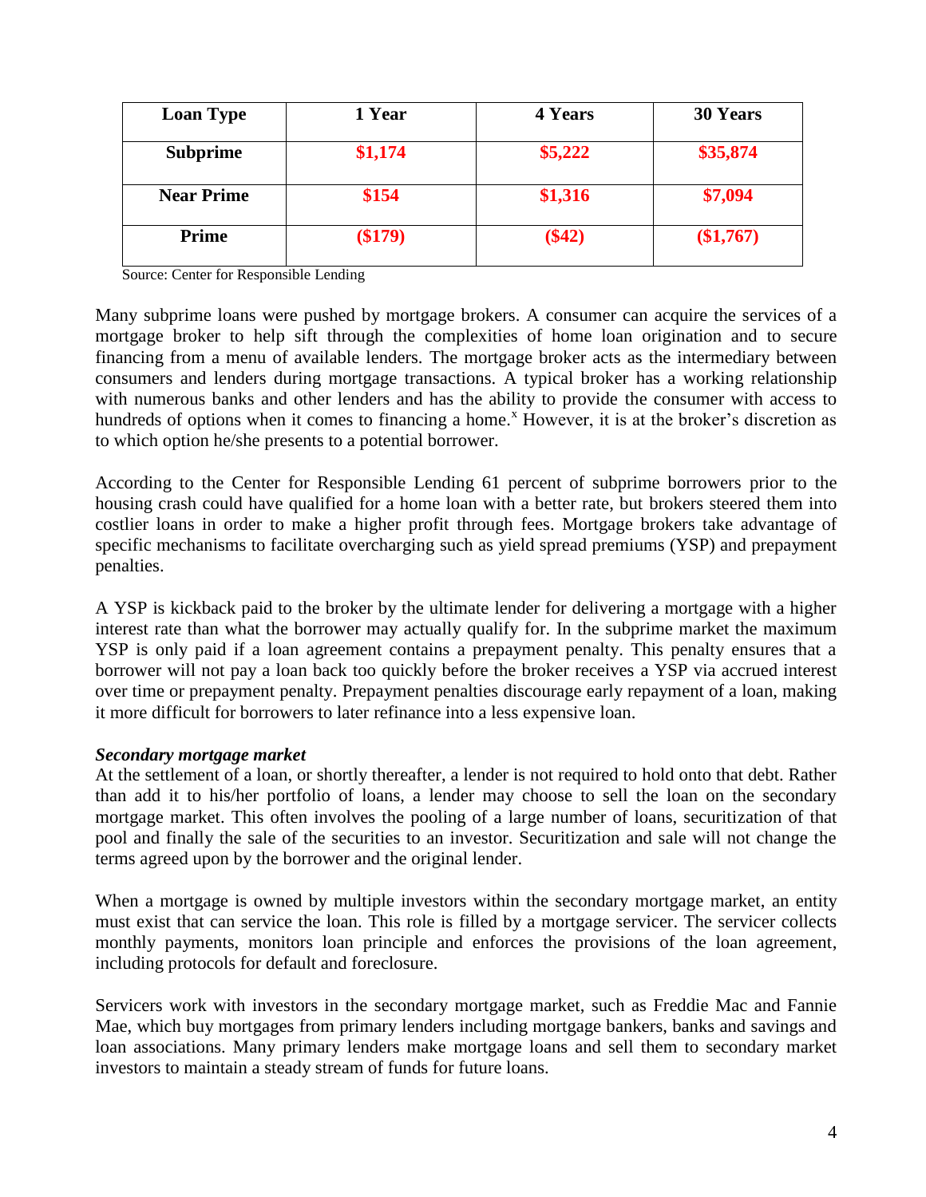| Loan Type | 1 Year | 4 Years | 30 Years |
|---|---|---|---|
| **Subprime** | $1,174 | $5,222 | $35,874 |
| **Near Prime** | $154 | $1,316 | $7,094 |
| **Prime** | ($179) | ($42) | ($1,767) |

Source: Center for Responsible Lending

Many subprime loans were pushed by mortgage brokers. A consumer can acquire the services of a mortgage broker to help sift through the complexities of home loan origination and to secure financing from a menu of available lenders. The mortgage broker acts as the intermediary between consumers and lenders during mortgage transactions. A typical broker has a working relationship with numerous banks and other lenders and has the ability to provide the consumer with access to hundreds of options when it comes to financing a home.[x] However, it is at the broker's discretion as to which option he/she presents to a potential borrower.

According to the Center for Responsible Lending 61 percent of subprime borrowers prior to the housing crash could have qualified for a home loan with a better rate, but brokers steered them into costlier loans in order to make a higher profit through fees. Mortgage brokers take advantage of specific mechanisms to facilitate overcharging such as yield spread premiums (YSP) and prepayment penalties.

A YSP is kickback paid to the broker by the ultimate lender for delivering a mortgage with a higher interest rate than what the borrower may actually qualify for. In the subprime market the maximum YSP is only paid if a loan agreement contains a prepayment penalty. This penalty ensures that a borrower will not pay a loan back too quickly before the broker receives a YSP via accrued interest over time or prepayment penalty. Prepayment penalties discourage early repayment of a loan, making it more difficult for borrowers to later refinance into a less expensive loan.

***Secondary mortgage market***

At the settlement of a loan, or shortly thereafter, a lender is not required to hold onto that debt. Rather than add it to his/her portfolio of loans, a lender may choose to sell the loan on the secondary mortgage market. This often involves the pooling of a large number of loans, securitization of that pool and finally the sale of the securities to an investor. Securitization and sale will not change the terms agreed upon by the borrower and the original lender.

When a mortgage is owned by multiple investors within the secondary mortgage market, an entity must exist that can service the loan. This role is filled by a mortgage servicer. The servicer collects monthly payments, monitors loan principle and enforces the provisions of the loan agreement, including protocols for default and foreclosure.

Servicers work with investors in the secondary mortgage market, such as Freddie Mac and Fannie Mae, which buy mortgages from primary lenders including mortgage bankers, banks and savings and loan associations. Many primary lenders make mortgage loans and sell them to secondary market investors to maintain a steady stream of funds for future loans.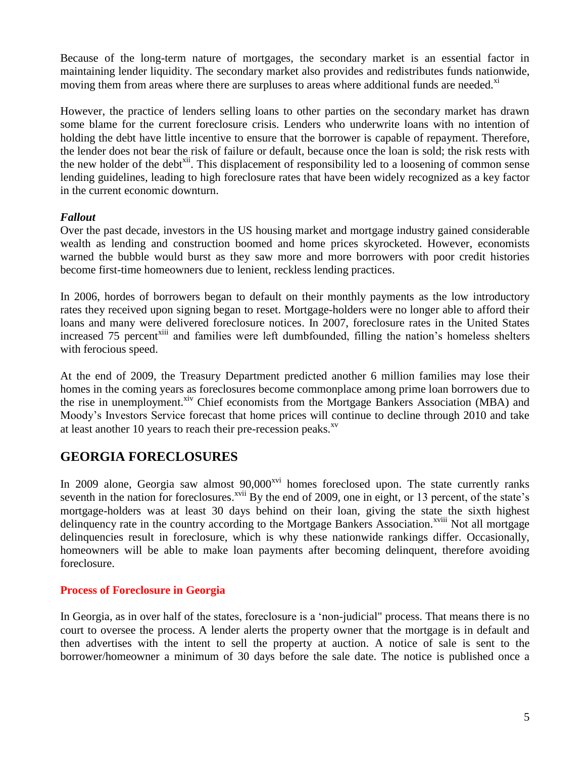Because of the long-term nature of mortgages, the secondary market is an essential factor in maintaining lender liquidity. The secondary market also provides and redistributes funds nationwide, moving them from areas where there are surpluses to areas where additional funds are needed.[xi]

However, the practice of lenders selling loans to other parties on the secondary market has drawn some blame for the current foreclosure crisis. Lenders who underwrite loans with no intention of holding the debt have little incentive to ensure that the borrower is capable of repayment. Therefore, the lender does not bear the risk of failure or default, because once the loan is sold; the risk rests with the new holder of the debt[xii]. This displacement of responsibility led to a loosening of common sense lending guidelines, leading to high foreclosure rates that have been widely recognized as a key factor in the current economic downturn.

### *Fallout*

Over the past decade, investors in the US housing market and mortgage industry gained considerable wealth as lending and construction boomed and home prices skyrocketed. However, economists warned the bubble would burst as they saw more and more borrowers with poor credit histories become first-time homeowners due to lenient, reckless lending practices.

In 2006, hordes of borrowers began to default on their monthly payments as the low introductory rates they received upon signing began to reset. Mortgage-holders were no longer able to afford their loans and many were delivered foreclosure notices. In 2007, foreclosure rates in the United States increased 75 percent[xiii] and families were left dumbfounded, filling the nation's homeless shelters with ferocious speed.

At the end of 2009, the Treasury Department predicted another 6 million families may lose their homes in the coming years as foreclosures become commonplace among prime loan borrowers due to the rise in unemployment.[xiv] Chief economists from the Mortgage Bankers Association (MBA) and Moody's Investors Service forecast that home prices will continue to decline through 2010 and take at least another 10 years to reach their pre-recession peaks.[xv]

## GEORGIA FORECLOSURES

In 2009 alone, Georgia saw almost 90,000[xvi] homes foreclosed upon. The state currently ranks seventh in the nation for foreclosures.[xvii] By the end of 2009, one in eight, or 13 percent, of the state's mortgage-holders was at least 30 days behind on their loan, giving the state the sixth highest delinquency rate in the country according to the Mortgage Bankers Association.[xviii] Not all mortgage delinquencies result in foreclosure, which is why these nationwide rankings differ. Occasionally, homeowners will be able to make loan payments after becoming delinquent, therefore avoiding foreclosure.

### Process of Foreclosure in Georgia

In Georgia, as in over half of the states, foreclosure is a 'non-judicial" process. That means there is no court to oversee the process. A lender alerts the property owner that the mortgage is in default and then advertises with the intent to sell the property at auction. A notice of sale is sent to the borrower/homeowner a minimum of 30 days before the sale date. The notice is published once a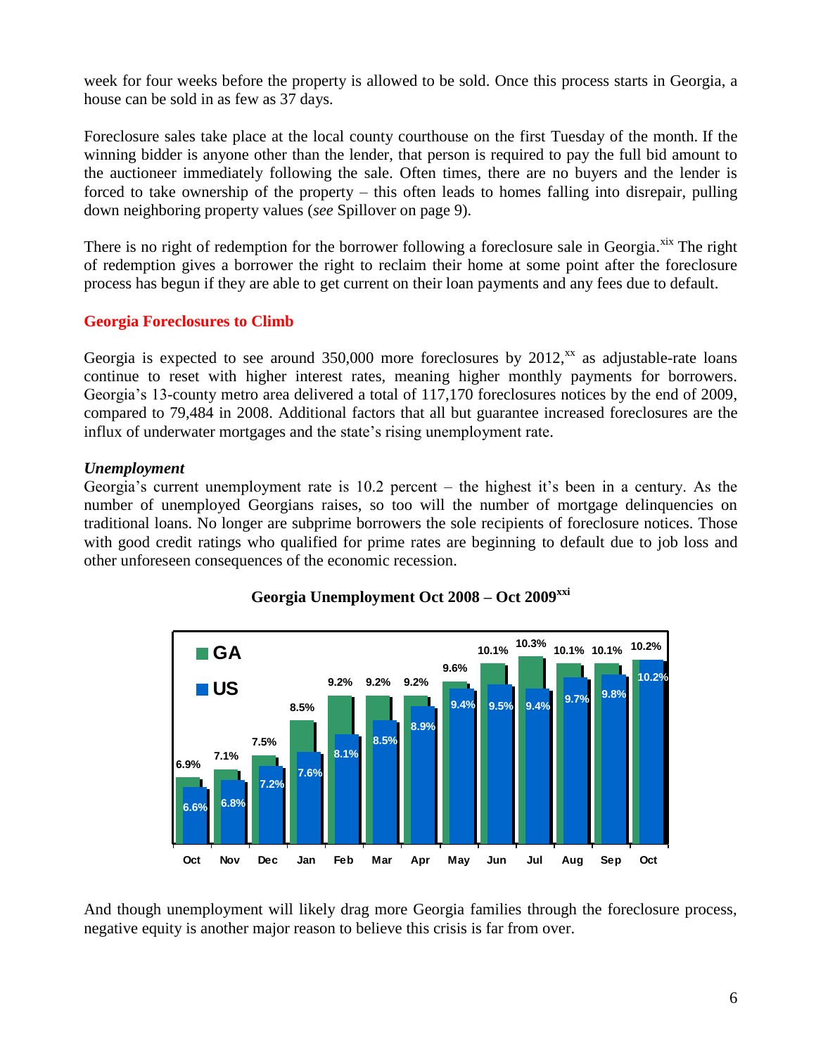week for four weeks before the property is allowed to be sold. Once this process starts in Georgia, a house can be sold in as few as 37 days.

Foreclosure sales take place at the local county courthouse on the first Tuesday of the month. If the winning bidder is anyone other than the lender, that person is required to pay the full bid amount to the auctioneer immediately following the sale. Often times, there are no buyers and the lender is forced to take ownership of the property – this often leads to homes falling into disrepair, pulling down neighboring property values (*see* Spillover on page 9).

There is no right of redemption for the borrower following a foreclosure sale in Georgia.[xix] The right of redemption gives a borrower the right to reclaim their home at some point after the foreclosure process has begun if they are able to get current on their loan payments and any fees due to default.

## Georgia Foreclosures to Climb

Georgia is expected to see around 350,000 more foreclosures by 2012,[xx] as adjustable-rate loans continue to reset with higher interest rates, meaning higher monthly payments for borrowers. Georgia's 13-county metro area delivered a total of 117,170 foreclosures notices by the end of 2009, compared to 79,484 in 2008. Additional factors that all but guarantee increased foreclosures are the influx of underwater mortgages and the state's rising unemployment rate.

### *Unemployment*

Georgia's current unemployment rate is 10.2 percent – the highest it's been in a century. As the number of unemployed Georgians raises, so too will the number of mortgage delinquencies on traditional loans. No longer are subprime borrowers the sole recipients of foreclosure notices. Those with good credit ratings who qualified for prime rates are beginning to default due to job loss and other unforeseen consequences of the economic recession.

**Georgia Unemployment Oct 2008 – Oct 2009**[xxi]

| | Oct | Nov | Dec | Jan | Feb | Mar | Apr | May | Jun | Jul | Aug | Sep | Oct |
|---|---|---|---|---|---|---|---|---|---|---|---|---|---|
| GA | 6.9% | 7.1% | 7.5% | 8.5% | 9.2% | 9.2% | 9.2% | 9.6% | 10.1% | 10.3% | 10.1% | 10.1% | 10.2% |
| US | 6.6% | 6.8% | 7.2% | 7.6% | 8.1% | 8.5% | 8.9% | 9.4% | 9.5% | 9.4% | 9.7% | 9.8% | 10.2% |

And though unemployment will likely drag more Georgia families through the foreclosure process, negative equity is another major reason to believe this crisis is far from over.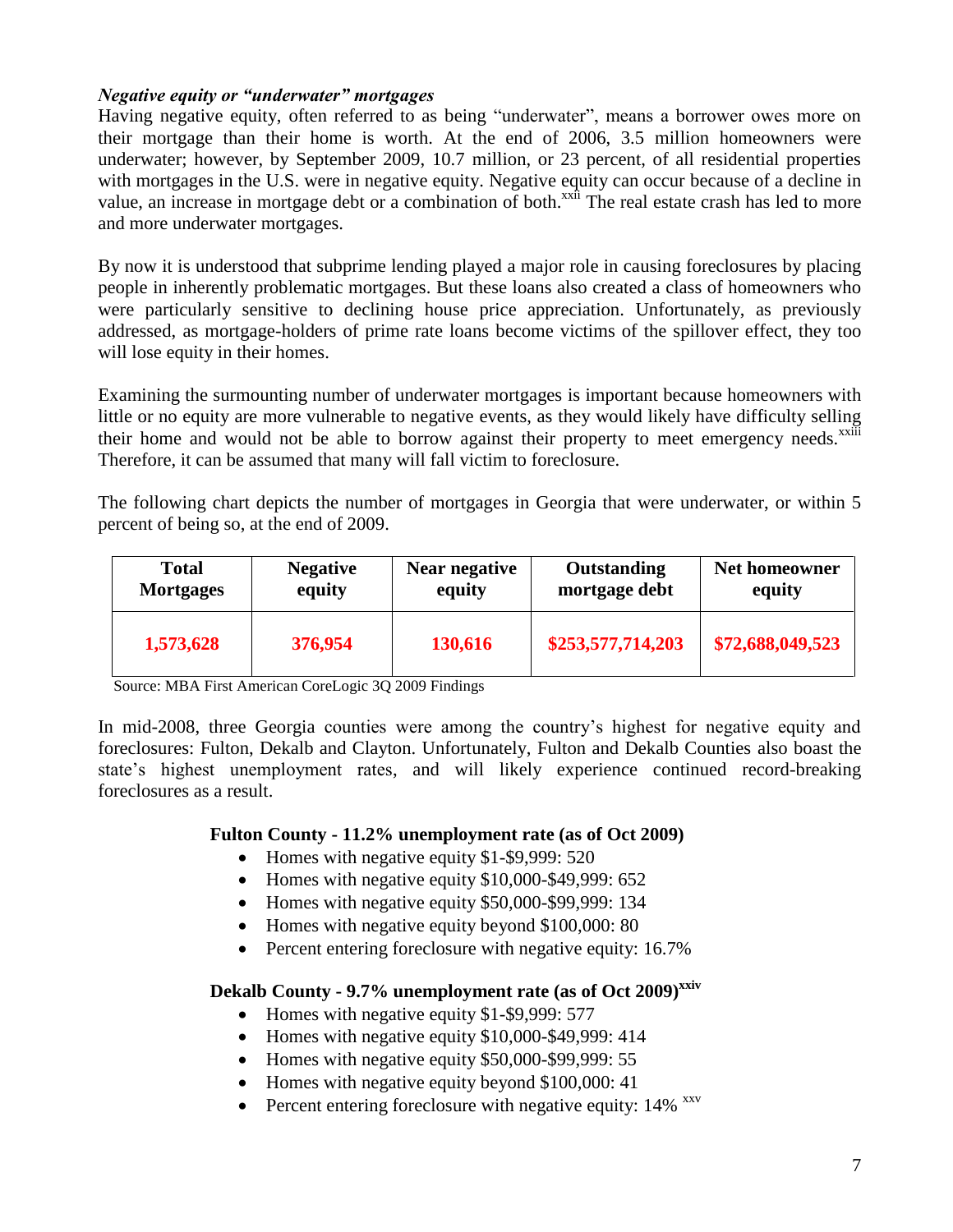### *Negative equity or "underwater" mortgages*

Having negative equity, often referred to as being "underwater", means a borrower owes more on their mortgage than their home is worth. At the end of 2006, 3.5 million homeowners were underwater; however, by September 2009, 10.7 million, or 23 percent, of all residential properties with mortgages in the U.S. were in negative equity. Negative equity can occur because of a decline in value, an increase in mortgage debt or a combination of both.[xxii] The real estate crash has led to more and more underwater mortgages.

By now it is understood that subprime lending played a major role in causing foreclosures by placing people in inherently problematic mortgages. But these loans also created a class of homeowners who were particularly sensitive to declining house price appreciation. Unfortunately, as previously addressed, as mortgage-holders of prime rate loans become victims of the spillover effect, they too will lose equity in their homes.

Examining the surmounting number of underwater mortgages is important because homeowners with little or no equity are more vulnerable to negative events, as they would likely have difficulty selling their home and would not be able to borrow against their property to meet emergency needs.[xxiii] Therefore, it can be assumed that many will fall victim to foreclosure.

The following chart depicts the number of mortgages in Georgia that were underwater, or within 5 percent of being so, at the end of 2009.

| Total Mortgages | Negative equity | Near negative equity | Outstanding mortgage debt | Net homeowner equity |
| --- | --- | --- | --- | --- |
| **1,573,628** | **376,954** | **130,616** | **$253,577,714,203** | **$72,688,049,523** |

Source: MBA First American CoreLogic 3Q 2009 Findings

In mid-2008, three Georgia counties were among the country's highest for negative equity and foreclosures: Fulton, Dekalb and Clayton. Unfortunately, Fulton and Dekalb Counties also boast the state's highest unemployment rates, and will likely experience continued record-breaking foreclosures as a result.

**Fulton County - 11.2% unemployment rate (as of Oct 2009)**

- Homes with negative equity $1-$9,999: 520
- Homes with negative equity $10,000-$49,999: 652
- Homes with negative equity $50,000-$99,999: 134
- Homes with negative equity beyond $100,000: 80
- Percent entering foreclosure with negative equity: 16.7%

**Dekalb County - 9.7% unemployment rate (as of Oct 2009)[xxiv]**

- Homes with negative equity $1-$9,999: 577
- Homes with negative equity $10,000-$49,999: 414
- Homes with negative equity $50,000-$99,999: 55
- Homes with negative equity beyond $100,000: 41
- Percent entering foreclosure with negative equity: 14% [xxv]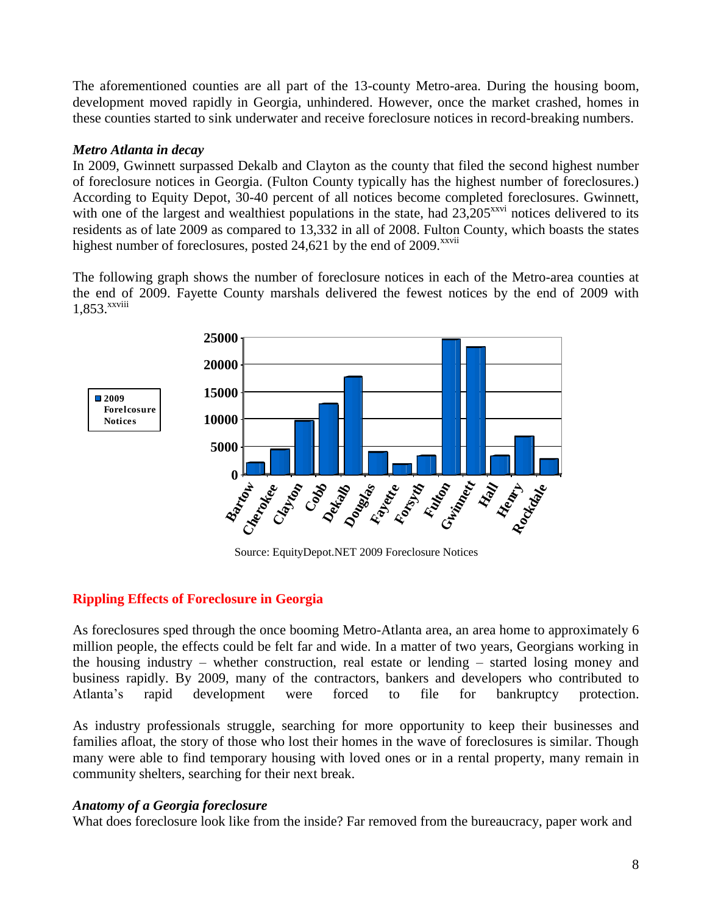The aforementioned counties are all part of the 13-county Metro-area. During the housing boom, development moved rapidly in Georgia, unhindered. However, once the market crashed, homes in these counties started to sink underwater and receive foreclosure notices in record-breaking numbers.

### *Metro Atlanta in decay*

In 2009, Gwinnett surpassed Dekalb and Clayton as the county that filed the second highest number of foreclosure notices in Georgia. (Fulton County typically has the highest number of foreclosures.) According to Equity Depot, 30-40 percent of all notices become completed foreclosures. Gwinnett, with one of the largest and wealthiest populations in the state, had 23,205[xxvi] notices delivered to its residents as of late 2009 as compared to 13,332 in all of 2008. Fulton County, which boasts the states highest number of foreclosures, posted 24,621 by the end of 2009.[xxvii]

The following graph shows the number of foreclosure notices in each of the Metro-area counties at the end of 2009. Fayette County marshals delivered the fewest notices by the end of 2009 with 1,853.[xxviii]

Source: EquityDepot.NET 2009 Foreclosure Notices

## Rippling Effects of Foreclosure in Georgia

As foreclosures sped through the once booming Metro-Atlanta area, an area home to approximately 6 million people, the effects could be felt far and wide. In a matter of two years, Georgians working in the housing industry – whether construction, real estate or lending – started losing money and business rapidly. By 2009, many of the contractors, bankers and developers who contributed to Atlanta's rapid development were forced to file for bankruptcy protection.

As industry professionals struggle, searching for more opportunity to keep their businesses and families afloat, the story of those who lost their homes in the wave of foreclosures is similar. Though many were able to find temporary housing with loved ones or in a rental property, many remain in community shelters, searching for their next break.

### *Anatomy of a Georgia foreclosure*

What does foreclosure look like from the inside? Far removed from the bureaucracy, paper work and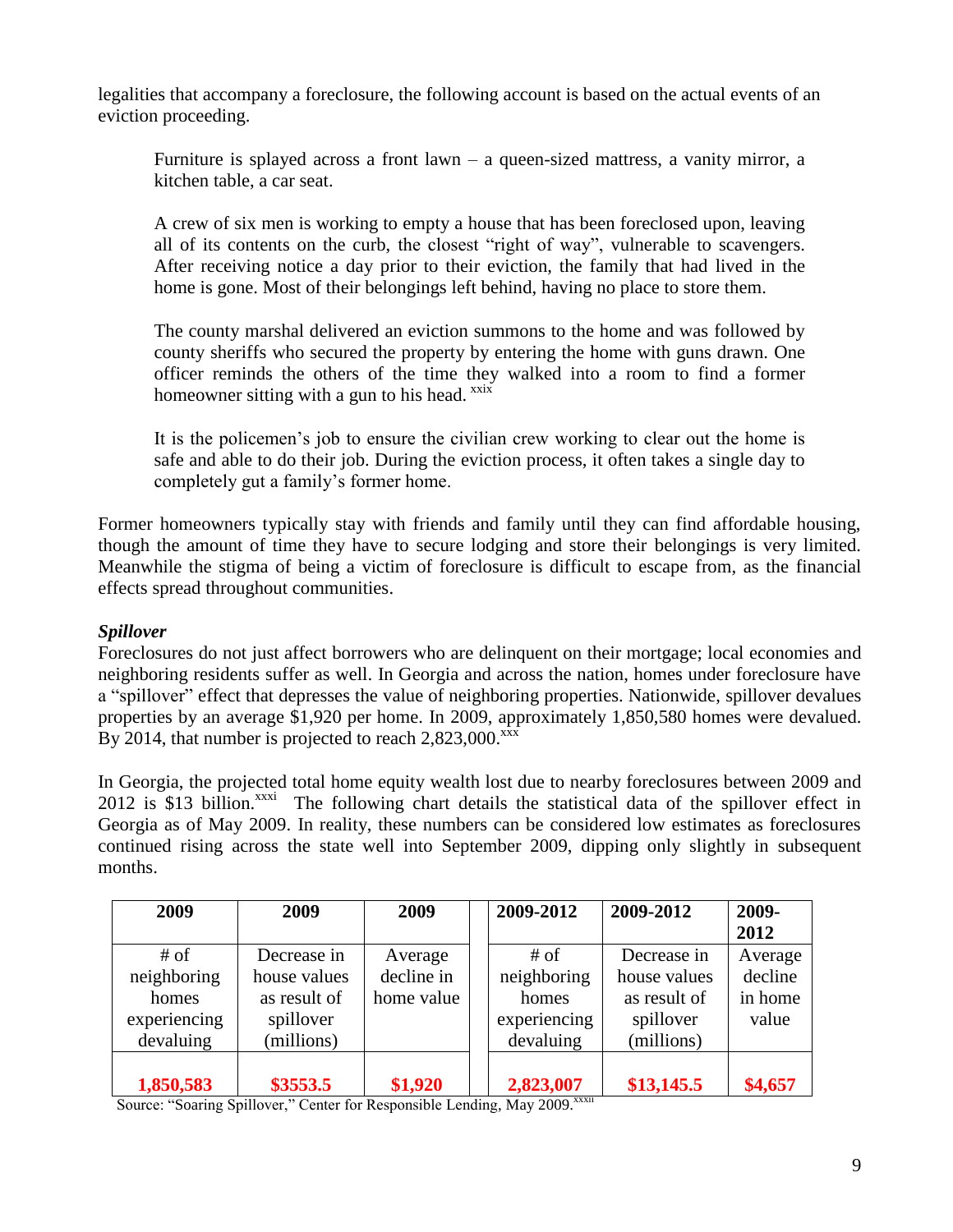legalities that accompany a foreclosure, the following account is based on the actual events of an eviction proceeding.

> Furniture is splayed across a front lawn – a queen-sized mattress, a vanity mirror, a kitchen table, a car seat.
>
> A crew of six men is working to empty a house that has been foreclosed upon, leaving all of its contents on the curb, the closest "right of way", vulnerable to scavengers. After receiving notice a day prior to their eviction, the family that had lived in the home is gone. Most of their belongings left behind, having no place to store them.
>
> The county marshal delivered an eviction summons to the home and was followed by county sheriffs who secured the property by entering the home with guns drawn. One officer reminds the others of the time they walked into a room to find a former homeowner sitting with a gun to his head. [xxix]
>
> It is the policemen's job to ensure the civilian crew working to clear out the home is safe and able to do their job. During the eviction process, it often takes a single day to completely gut a family's former home.

Former homeowners typically stay with friends and family until they can find affordable housing, though the amount of time they have to secure lodging and store their belongings is very limited. Meanwhile the stigma of being a victim of foreclosure is difficult to escape from, as the financial effects spread throughout communities.

***Spillover***

Foreclosures do not just affect borrowers who are delinquent on their mortgage; local economies and neighboring residents suffer as well. In Georgia and across the nation, homes under foreclosure have a "spillover" effect that depresses the value of neighboring properties. Nationwide, spillover devalues properties by an average $1,920 per home. In 2009, approximately 1,850,580 homes were devalued. By 2014, that number is projected to reach 2,823,000.[xxx]

In Georgia, the projected total home equity wealth lost due to nearby foreclosures between 2009 and 2012 is $13 billion.[xxxi] The following chart details the statistical data of the spillover effect in Georgia as of May 2009. In reality, these numbers can be considered low estimates as foreclosures continued rising across the state well into September 2009, dipping only slightly in subsequent months.

| 2009 | 2009 | 2009 | 2009-2012 | 2009-2012 | 2009-2012 |
|---|---|---|---|---|---|
| # of neighboring homes experiencing devaluing | Decrease in house values as result of spillover (millions) | Average decline in home value | # of neighboring homes experiencing devaluing | Decrease in house values as result of spillover (millions) | Average decline in home value |
| **1,850,583** | **$3553.5** | **$1,920** | **2,823,007** | **$13,145.5** | **$4,657** |

Source: "Soaring Spillover," Center for Responsible Lending, May 2009.[xxxii]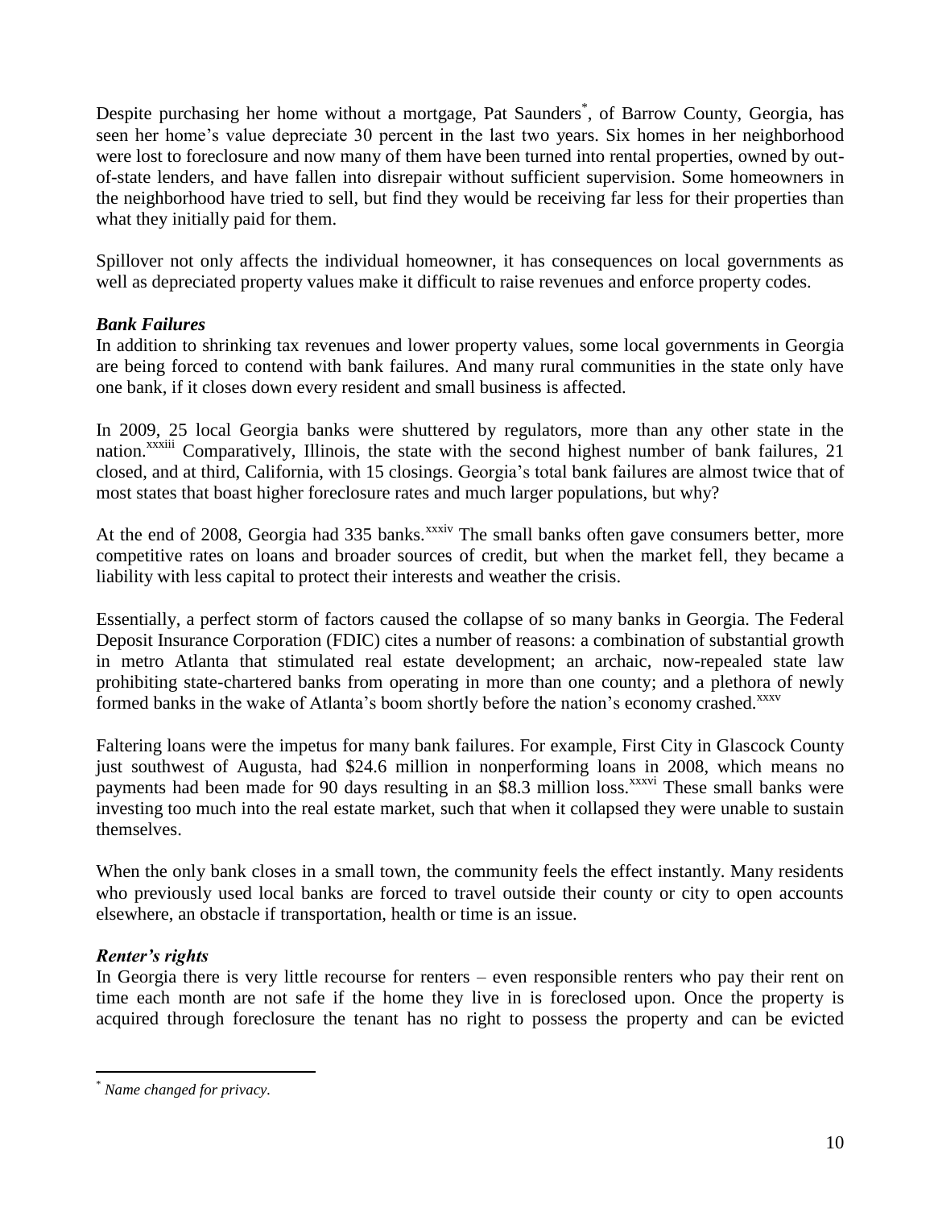Despite purchasing her home without a mortgage, Pat Saunders[*], of Barrow County, Georgia, has seen her home's value depreciate 30 percent in the last two years. Six homes in her neighborhood were lost to foreclosure and now many of them have been turned into rental properties, owned by out-of-state lenders, and have fallen into disrepair without sufficient supervision. Some homeowners in the neighborhood have tried to sell, but find they would be receiving far less for their properties than what they initially paid for them.

Spillover not only affects the individual homeowner, it has consequences on local governments as well as depreciated property values make it difficult to raise revenues and enforce property codes.

### *Bank Failures*

In addition to shrinking tax revenues and lower property values, some local governments in Georgia are being forced to contend with bank failures. And many rural communities in the state only have one bank, if it closes down every resident and small business is affected.

In 2009, 25 local Georgia banks were shuttered by regulators, more than any other state in the nation.[xxxiii] Comparatively, Illinois, the state with the second highest number of bank failures, 21 closed, and at third, California, with 15 closings. Georgia's total bank failures are almost twice that of most states that boast higher foreclosure rates and much larger populations, but why?

At the end of 2008, Georgia had 335 banks.[xxxiv] The small banks often gave consumers better, more competitive rates on loans and broader sources of credit, but when the market fell, they became a liability with less capital to protect their interests and weather the crisis.

Essentially, a perfect storm of factors caused the collapse of so many banks in Georgia. The Federal Deposit Insurance Corporation (FDIC) cites a number of reasons: a combination of substantial growth in metro Atlanta that stimulated real estate development; an archaic, now-repealed state law prohibiting state-chartered banks from operating in more than one county; and a plethora of newly formed banks in the wake of Atlanta's boom shortly before the nation's economy crashed.[xxxv]

Faltering loans were the impetus for many bank failures. For example, First City in Glascock County just southwest of Augusta, had \$24.6 million in nonperforming loans in 2008, which means no payments had been made for 90 days resulting in an \$8.3 million loss.[xxxvi] These small banks were investing too much into the real estate market, such that when it collapsed they were unable to sustain themselves.

When the only bank closes in a small town, the community feels the effect instantly. Many residents who previously used local banks are forced to travel outside their county or city to open accounts elsewhere, an obstacle if transportation, health or time is an issue.

### *Renter's rights*

In Georgia there is very little recourse for renters – even responsible renters who pay their rent on time each month are not safe if the home they live in is foreclosed upon. Once the property is acquired through foreclosure the tenant has no right to possess the property and can be evicted

---

[*] *Name changed for privacy.*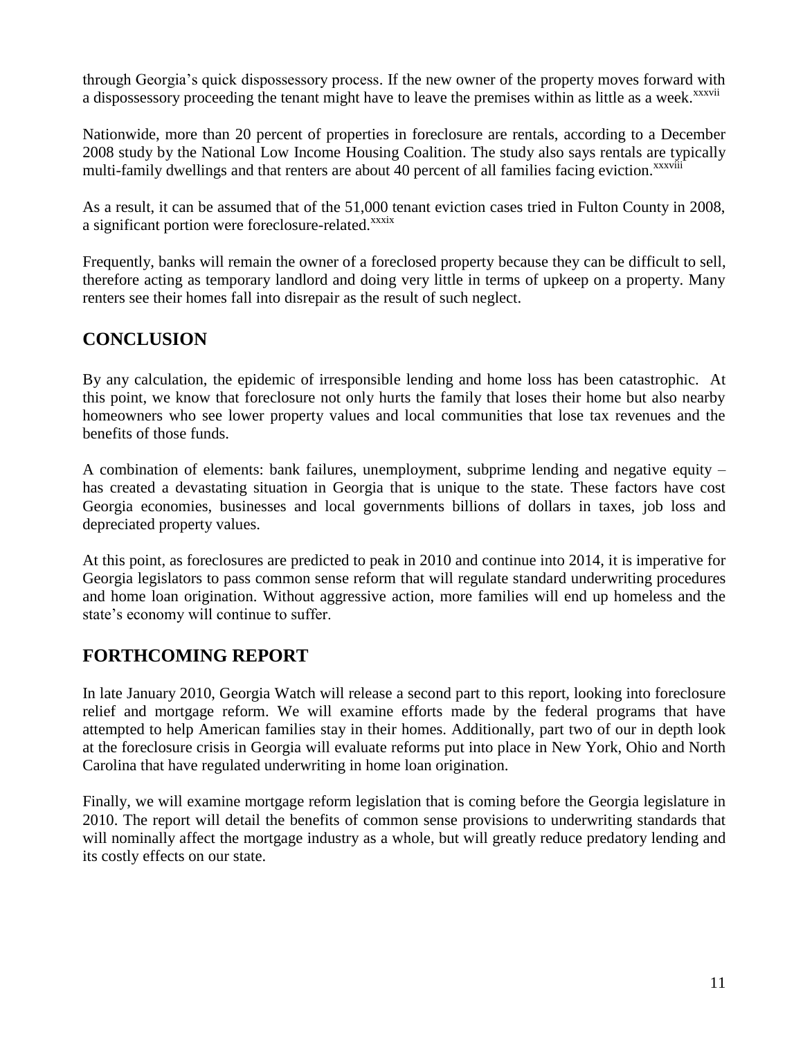through Georgia's quick dispossessory process. If the new owner of the property moves forward with a dispossessory proceeding the tenant might have to leave the premises within as little as a week.[xxxvii]

Nationwide, more than 20 percent of properties in foreclosure are rentals, according to a December 2008 study by the National Low Income Housing Coalition. The study also says rentals are typically multi-family dwellings and that renters are about 40 percent of all families facing eviction.[xxxviii]

As a result, it can be assumed that of the 51,000 tenant eviction cases tried in Fulton County in 2008, a significant portion were foreclosure-related.[xxxix]

Frequently, banks will remain the owner of a foreclosed property because they can be difficult to sell, therefore acting as temporary landlord and doing very little in terms of upkeep on a property. Many renters see their homes fall into disrepair as the result of such neglect.

## CONCLUSION

By any calculation, the epidemic of irresponsible lending and home loss has been catastrophic. At this point, we know that foreclosure not only hurts the family that loses their home but also nearby homeowners who see lower property values and local communities that lose tax revenues and the benefits of those funds.

A combination of elements: bank failures, unemployment, subprime lending and negative equity – has created a devastating situation in Georgia that is unique to the state. These factors have cost Georgia economies, businesses and local governments billions of dollars in taxes, job loss and depreciated property values.

At this point, as foreclosures are predicted to peak in 2010 and continue into 2014, it is imperative for Georgia legislators to pass common sense reform that will regulate standard underwriting procedures and home loan origination. Without aggressive action, more families will end up homeless and the state's economy will continue to suffer.

## FORTHCOMING REPORT

In late January 2010, Georgia Watch will release a second part to this report, looking into foreclosure relief and mortgage reform. We will examine efforts made by the federal programs that have attempted to help American families stay in their homes. Additionally, part two of our in depth look at the foreclosure crisis in Georgia will evaluate reforms put into place in New York, Ohio and North Carolina that have regulated underwriting in home loan origination.

Finally, we will examine mortgage reform legislation that is coming before the Georgia legislature in 2010. The report will detail the benefits of common sense provisions to underwriting standards that will nominally affect the mortgage industry as a whole, but will greatly reduce predatory lending and its costly effects on our state.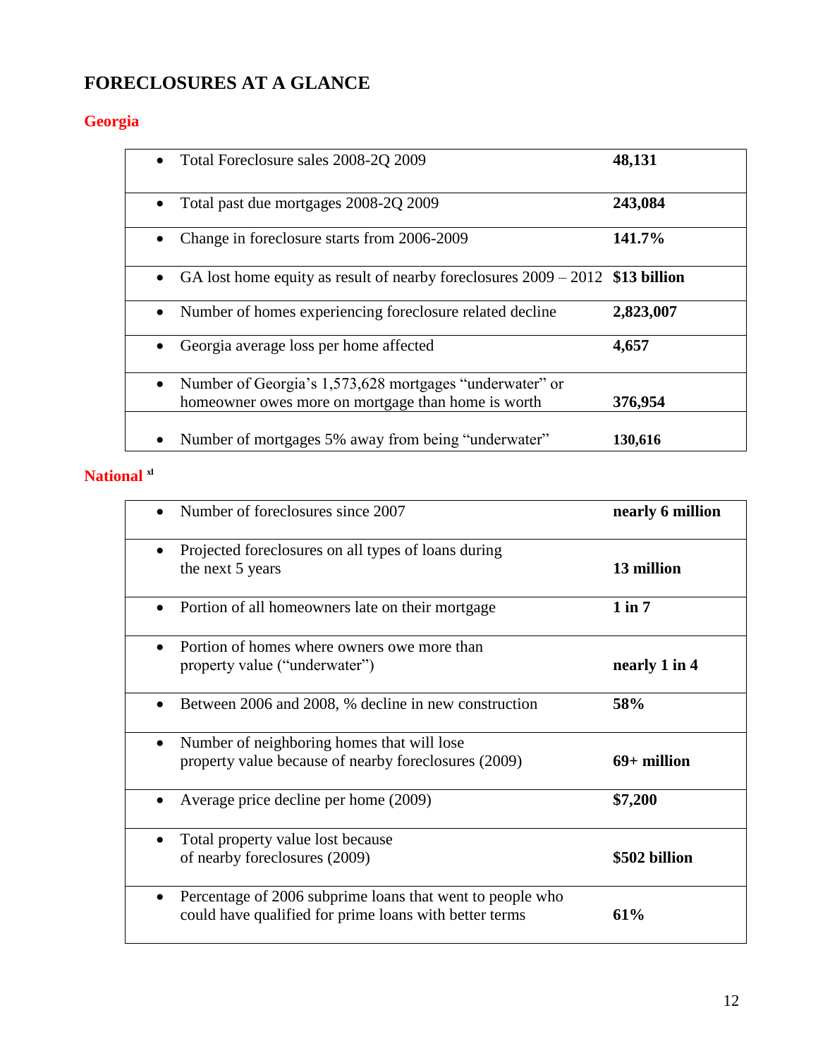# FORECLOSURES AT A GLANCE

## Georgia

| Item | Value |
|---|---|
| Total Foreclosure sales 2008-2Q 2009 | **48,131** |
| Total past due mortgages 2008-2Q 2009 | **243,084** |
| Change in foreclosure starts from 2006-2009 | **141.7%** |
| GA lost home equity as result of nearby foreclosures 2009 – 2012 | **$13 billion** |
| Number of homes experiencing foreclosure related decline | **2,823,007** |
| Georgia average loss per home affected | **4,657** |
| Number of Georgia's 1,573,628 mortgages "underwater" or homeowner owes more on mortgage than home is worth | **376,954** |
| Number of mortgages 5% away from being "underwater" | **130,616** |

## National [xl]

| Item | Value |
|---|---|
| Number of foreclosures since 2007 | **nearly 6 million** |
| Projected foreclosures on all types of loans during the next 5 years | **13 million** |
| Portion of all homeowners late on their mortgage | **1 in 7** |
| Portion of homes where owners owe more than property value ("underwater") | **nearly 1 in 4** |
| Between 2006 and 2008, % decline in new construction | **58%** |
| Number of neighboring homes that will lose property value because of nearby foreclosures (2009) | **69+ million** |
| Average price decline per home (2009) | **$7,200** |
| Total property value lost because of nearby foreclosures (2009) | **$502 billion** |
| Percentage of 2006 subprime loans that went to people who could have qualified for prime loans with better terms | **61%** |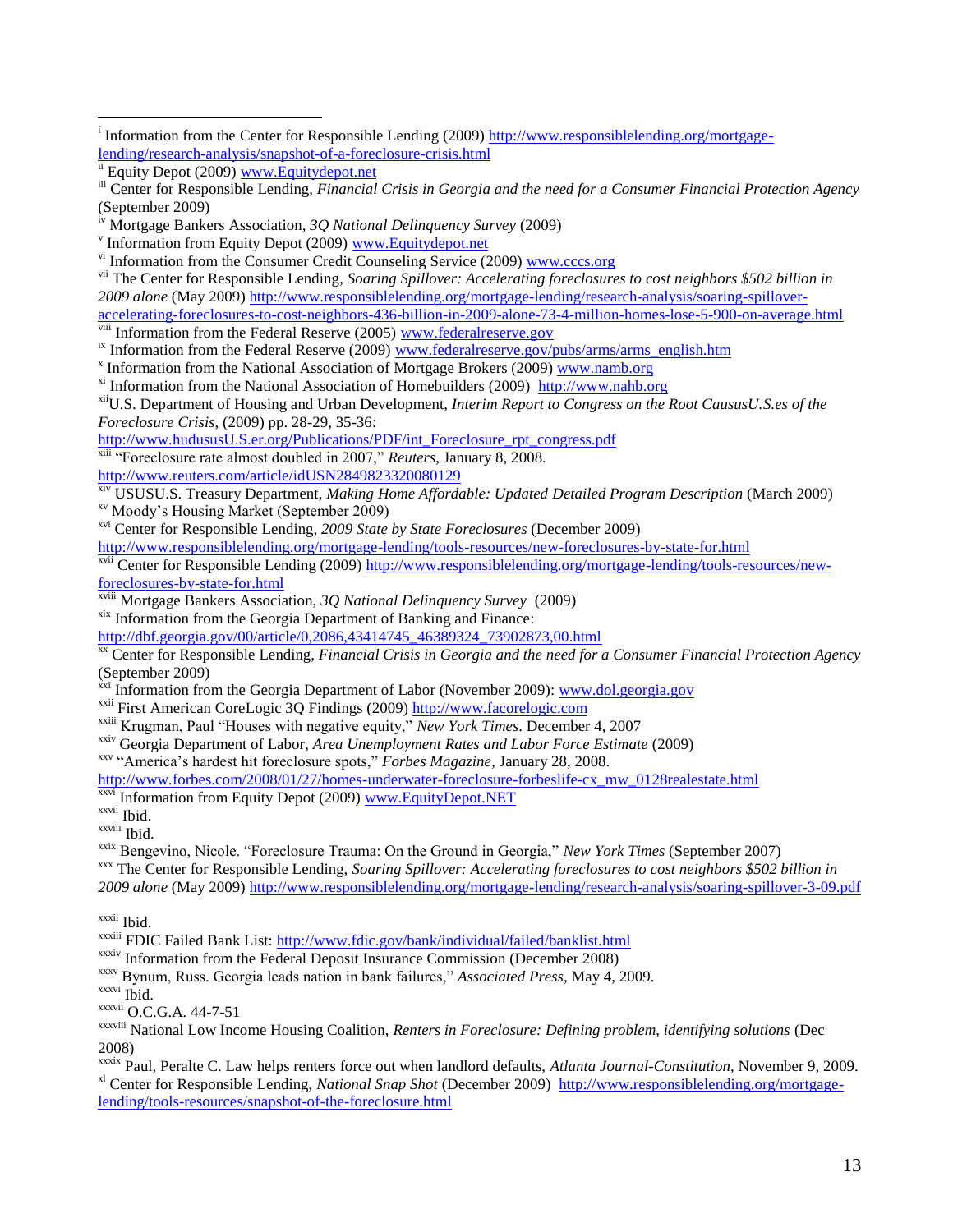[i] Information from the Center for Responsible Lending (2009) http://www.responsiblelending.org/mortgage-lending/research-analysis/snapshot-of-a-foreclosure-crisis.html

[ii] Equity Depot (2009) www.Equitydepot.net

[iii] Center for Responsible Lending, *Financial Crisis in Georgia and the need for a Consumer Financial Protection Agency* (September 2009)

[iv] Mortgage Bankers Association, *3Q National Delinquency Survey* (2009)

[v] Information from Equity Depot (2009) www.Equitydepot.net

[vi] Information from the Consumer Credit Counseling Service (2009) www.cccs.org

[vii] The Center for Responsible Lending, *Soaring Spillover: Accelerating foreclosures to cost neighbors $502 billion in 2009 alone* (May 2009) http://www.responsiblelending.org/mortgage-lending/research-analysis/soaring-spillover-accelerating-foreclosures-to-cost-neighbors-436-billion-in-2009-alone-73-4-million-homes-lose-5-900-on-average.html

[viii] Information from the Federal Reserve (2005) www.federalreserve.gov

[ix] Information from the Federal Reserve (2009) www.federalreserve.gov/pubs/arms/arms_english.htm

[x] Information from the National Association of Mortgage Brokers (2009) www.namb.org

[xi] Information from the National Association of Homebuilders (2009) http://www.nahb.org

[xii] U.S. Department of Housing and Urban Development, *Interim Report to Congress on the Root CaususU.S.es of the Foreclosure Crisis*, (2009) pp. 28-29, 35-36: http://www.hudususU.S.er.org/Publications/PDF/int_Foreclosure_rpt_congress.pdf

[xiii] "Foreclosure rate almost doubled in 2007," *Reuters*, January 8, 2008. http://www.reuters.com/article/idUSN2849823320080129

[xiv] USUSU.S. Treasury Department, *Making Home Affordable: Updated Detailed Program Description* (March 2009)

[xv] Moody's Housing Market (September 2009)

[xvi] Center for Responsible Lending, *2009 State by State Foreclosures* (December 2009) http://www.responsiblelending.org/mortgage-lending/tools-resources/new-foreclosures-by-state-for.html

[xvii] Center for Responsible Lending (2009) http://www.responsiblelending.org/mortgage-lending/tools-resources/new-foreclosures-by-state-for.html

[xviii] Mortgage Bankers Association, *3Q National Delinquency Survey* (2009)

[xix] Information from the Georgia Department of Banking and Finance: http://dbf.georgia.gov/00/article/0,2086,43414745_46389324_73902873,00.html

[xx] Center for Responsible Lending, *Financial Crisis in Georgia and the need for a Consumer Financial Protection Agency* (September 2009)

[xxi] Information from the Georgia Department of Labor (November 2009): www.dol.georgia.gov

[xxii] First American CoreLogic 3Q Findings (2009) http://www.facorelogic.com

[xxiii] Krugman, Paul "Houses with negative equity," *New York Times*. December 4, 2007

[xxiv] Georgia Department of Labor, *Area Unemployment Rates and Labor Force Estimate* (2009)

[xxv] "America's hardest hit foreclosure spots," *Forbes Magazine*, January 28, 2008. http://www.forbes.com/2008/01/27/homes-underwater-foreclosure-forbeslife-cx_mw_0128realestate.html

[xxvi] Information from Equity Depot (2009) www.EquityDepot.NET

[xxvii] Ibid.

[xxviii] Ibid.

[xxix] Bengevino, Nicole. "Foreclosure Trauma: On the Ground in Georgia," *New York Times* (September 2007)

[xxx] The Center for Responsible Lending, *Soaring Spillover: Accelerating foreclosures to cost neighbors $502 billion in 2009 alone* (May 2009) http://www.responsiblelending.org/mortgage-lending/research-analysis/soaring-spillover-3-09.pdf

[xxxii] Ibid.

[xxxiii] FDIC Failed Bank List: http://www.fdic.gov/bank/individual/failed/banklist.html

[xxxiv] Information from the Federal Deposit Insurance Commission (December 2008)

[xxxv] Bynum, Russ. Georgia leads nation in bank failures," *Associated Press*, May 4, 2009.

[xxxvi] Ibid.

[xxxvii] O.C.G.A. 44-7-51

[xxxviii] National Low Income Housing Coalition, *Renters in Foreclosure: Defining problem, identifying solutions* (Dec 2008)

[xxxix] Paul, Peralte C. Law helps renters force out when landlord defaults, *Atlanta Journal-Constitution*, November 9, 2009.

[xl] Center for Responsible Lending, *National Snap Shot* (December 2009) http://www.responsiblelending.org/mortgage-lending/tools-resources/snapshot-of-the-foreclosure.html